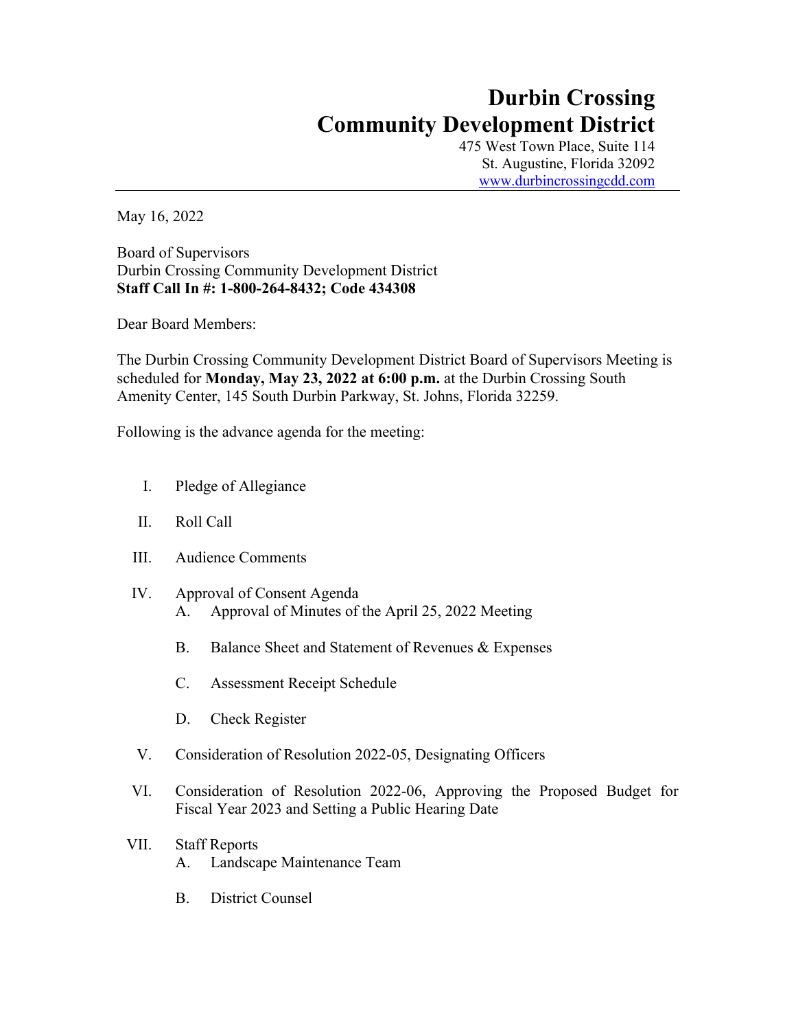# Durbin Crossing
# Community Development District

475 West Town Place, Suite 114
St. Augustine, Florida 32092
www.durbincrossingcdd.com

May 16, 2022

Board of Supervisors
Durbin Crossing Community Development District
**Staff Call In #: 1-800-264-8432; Code 434308**

Dear Board Members:

The Durbin Crossing Community Development District Board of Supervisors Meeting is scheduled for **Monday, May 23, 2022 at 6:00 p.m.** at the Durbin Crossing South Amenity Center, 145 South Durbin Parkway, St. Johns, Florida 32259.

Following is the advance agenda for the meeting:

I. Pledge of Allegiance

II. Roll Call

III. Audience Comments

IV. Approval of Consent Agenda
- A. Approval of Minutes of the April 25, 2022 Meeting
- B. Balance Sheet and Statement of Revenues & Expenses
- C. Assessment Receipt Schedule
- D. Check Register

V. Consideration of Resolution 2022-05, Designating Officers

VI. Consideration of Resolution 2022-06, Approving the Proposed Budget for Fiscal Year 2023 and Setting a Public Hearing Date

VII. Staff Reports
- A. Landscape Maintenance Team
- B. District Counsel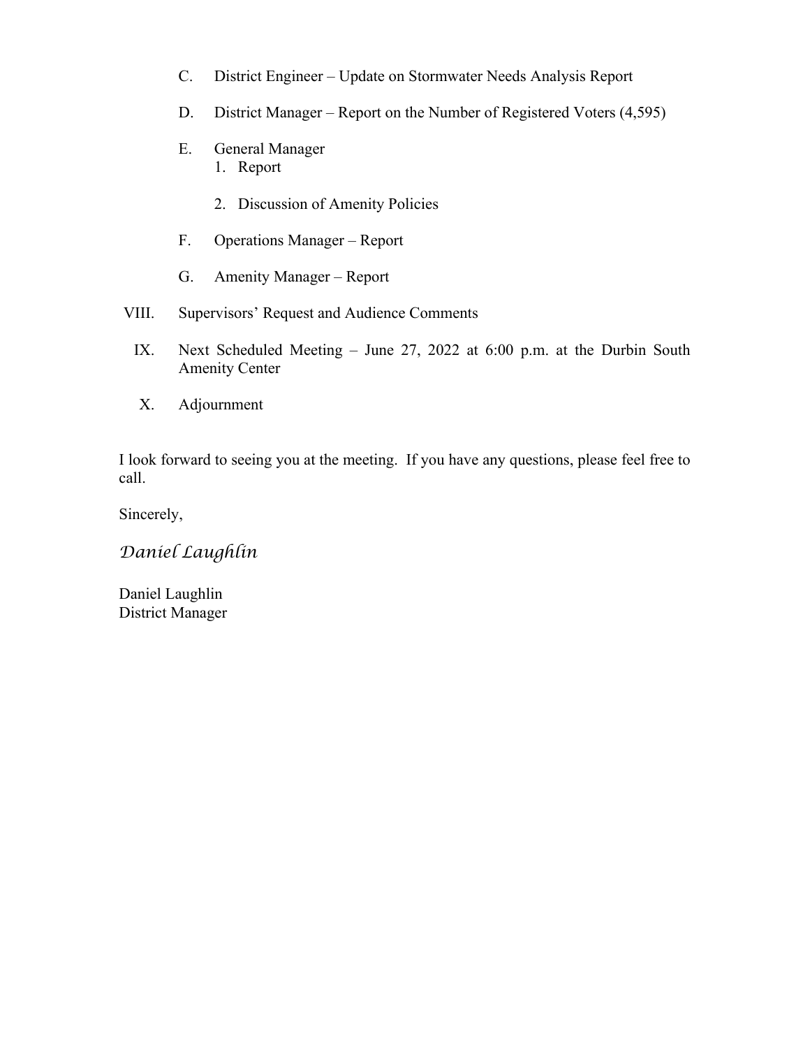C. District Engineer – Update on Stormwater Needs Analysis Report

D. District Manager – Report on the Number of Registered Voters (4,595)

E. General Manager
   1. Report

   2. Discussion of Amenity Policies

F. Operations Manager – Report

G. Amenity Manager – Report

VIII. Supervisors' Request and Audience Comments

IX. Next Scheduled Meeting – June 27, 2022 at 6:00 p.m. at the Durbin South Amenity Center

X. Adjournment

I look forward to seeing you at the meeting. If you have any questions, please feel free to call.

Sincerely,

*Daniel Laughlin*

Daniel Laughlin
District Manager